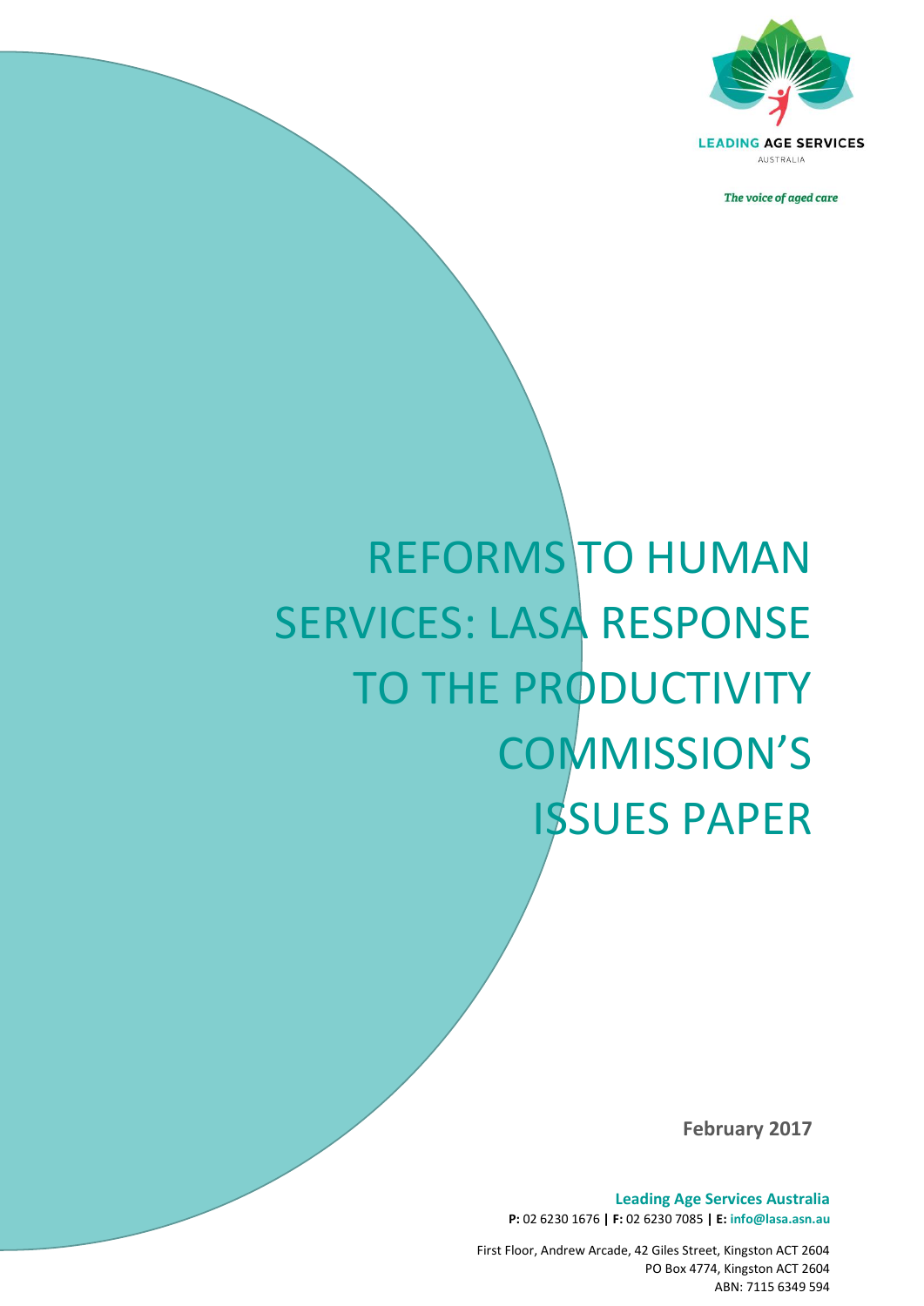LEADING AGE SERVICES
AUSTRALIA

*The voice of aged care*

# REFORMS TO HUMAN SERVICES: LASA RESPONSE TO THE PRODUCTIVITY COMMISSION'S ISSUES PAPER

**February 2017**

**Leading Age Services Australia**
**P:** 02 6230 1676 **|** **F:** 02 6230 7085 **|** **E:** **info@lasa.asn.au**

First Floor, Andrew Arcade, 42 Giles Street, Kingston ACT 2604
PO Box 4774, Kingston ACT 2604
ABN: 7115 6349 594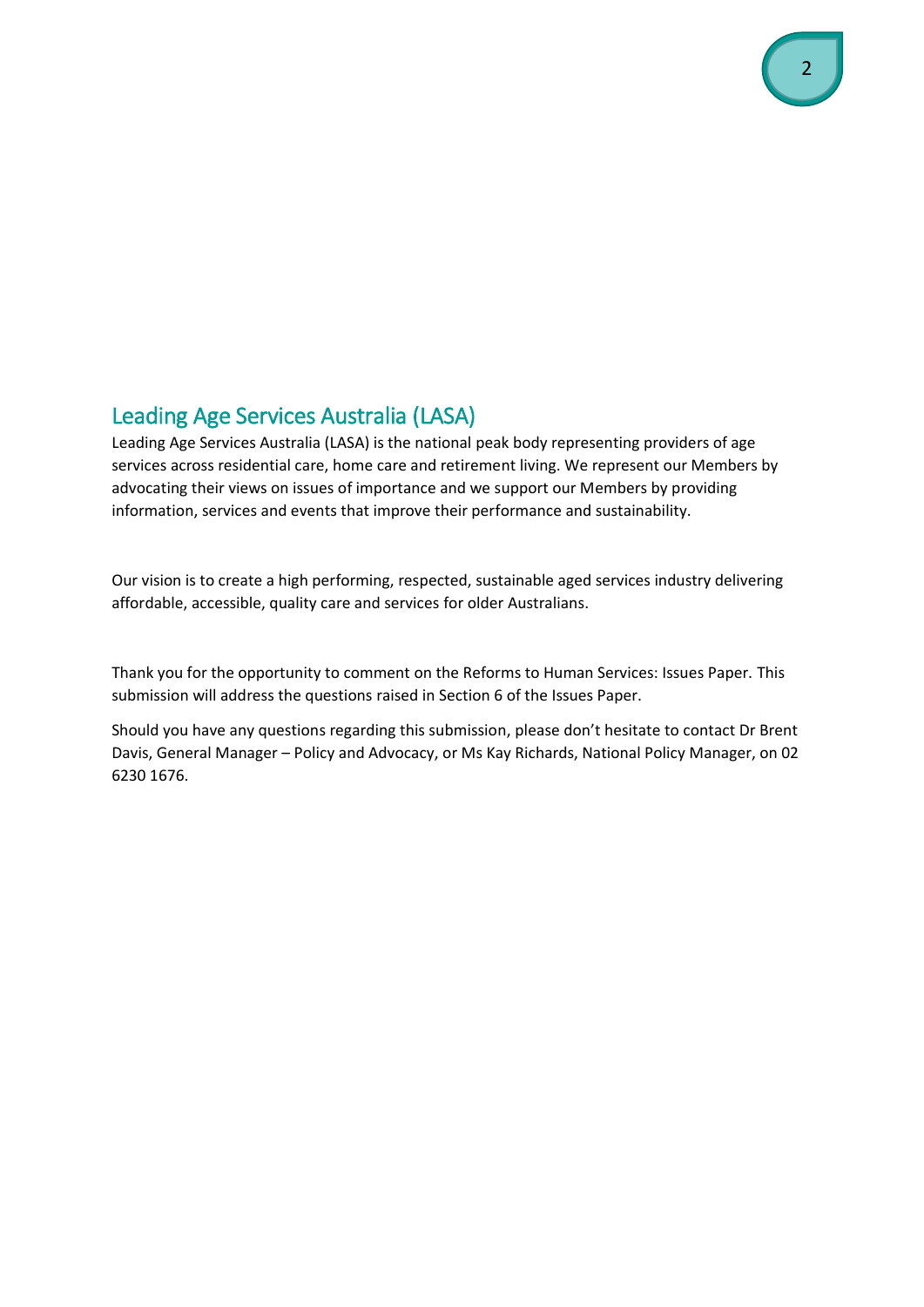## Leading Age Services Australia (LASA)

Leading Age Services Australia (LASA) is the national peak body representing providers of age services across residential care, home care and retirement living. We represent our Members by advocating their views on issues of importance and we support our Members by providing information, services and events that improve their performance and sustainability.

Our vision is to create a high performing, respected, sustainable aged services industry delivering affordable, accessible, quality care and services for older Australians.

Thank you for the opportunity to comment on the Reforms to Human Services: Issues Paper. This submission will address the questions raised in Section 6 of the Issues Paper.

Should you have any questions regarding this submission, please don't hesitate to contact Dr Brent Davis, General Manager – Policy and Advocacy, or Ms Kay Richards, National Policy Manager, on 02 6230 1676.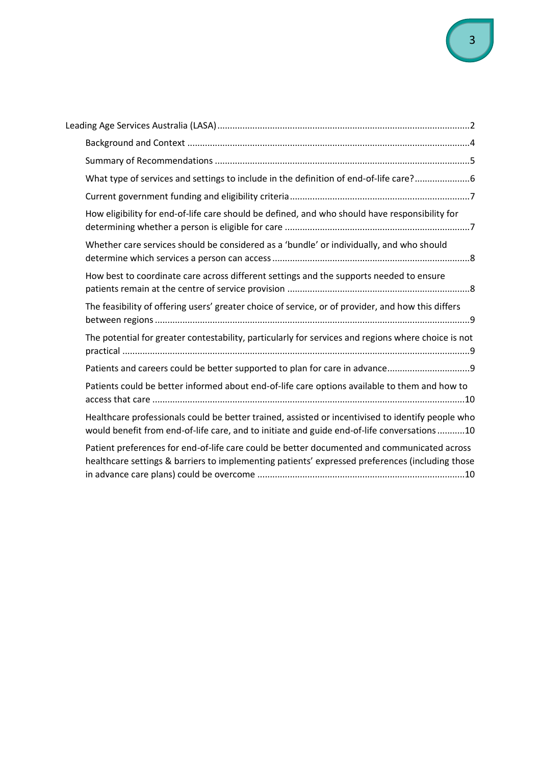Leading Age Services Australia (LASA) ....................................................................................................2

- Background and Context ................................................................................................................4
- Summary of Recommendations .....................................................................................................5
- What type of services and settings to include in the definition of end-of-life care?......................6
- Current government funding and eligibility criteria.......................................................................7
- How eligibility for end-of-life care should be defined, and who should have responsibility for determining whether a person is eligible for care .........................................................................7
- Whether care services should be considered as a 'bundle' or individually, and who should determine which services a person can access ..............................................................................8
- How best to coordinate care across different settings and the supports needed to ensure patients remain at the centre of service provision .........................................................................8
- The feasibility of offering users' greater choice of service, or of provider, and how this differs between regions .............................................................................................................................9
- The potential for greater contestability, particularly for services and regions where choice is not practical .........................................................................................................................................9
- Patients and careers could be better supported to plan for care in advance.................................9
- Patients could be better informed about end-of-life care options available to them and how to access that care ...........................................................................................................................10
- Healthcare professionals could be better trained, assisted or incentivised to identify people who would benefit from end-of-life care, and to initiate and guide end-of-life conversations ...........10
- Patient preferences for end-of-life care could be better documented and communicated across healthcare settings & barriers to implementing patients' expressed preferences (including those in advance care plans) could be overcome ..................................................................................10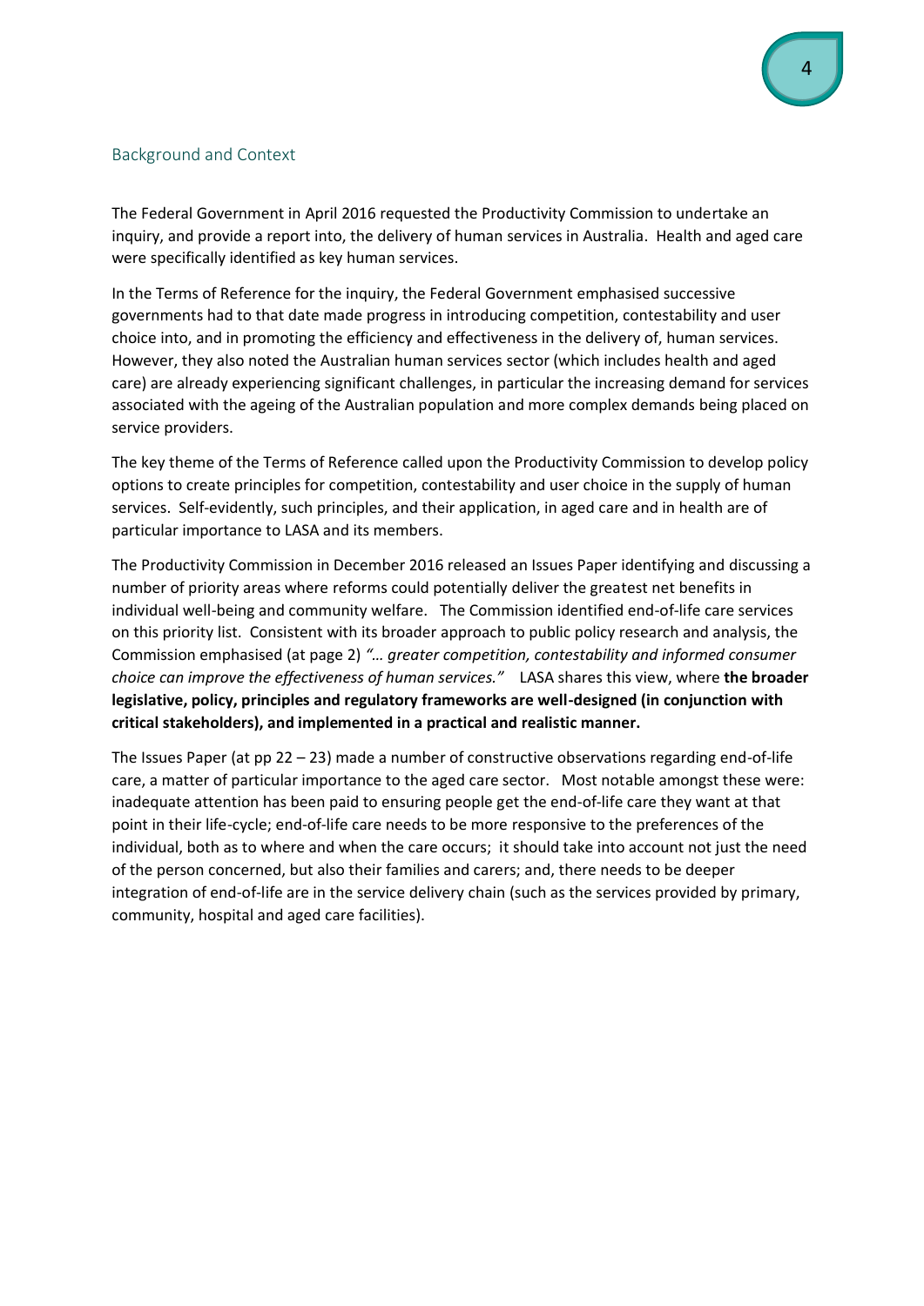## Background and Context

The Federal Government in April 2016 requested the Productivity Commission to undertake an inquiry, and provide a report into, the delivery of human services in Australia. Health and aged care were specifically identified as key human services.

In the Terms of Reference for the inquiry, the Federal Government emphasised successive governments had to that date made progress in introducing competition, contestability and user choice into, and in promoting the efficiency and effectiveness in the delivery of, human services. However, they also noted the Australian human services sector (which includes health and aged care) are already experiencing significant challenges, in particular the increasing demand for services associated with the ageing of the Australian population and more complex demands being placed on service providers.

The key theme of the Terms of Reference called upon the Productivity Commission to develop policy options to create principles for competition, contestability and user choice in the supply of human services. Self-evidently, such principles, and their application, in aged care and in health are of particular importance to LASA and its members.

The Productivity Commission in December 2016 released an Issues Paper identifying and discussing a number of priority areas where reforms could potentially deliver the greatest net benefits in individual well-being and community welfare. The Commission identified end-of-life care services on this priority list. Consistent with its broader approach to public policy research and analysis, the Commission emphasised (at page 2) *"… greater competition, contestability and informed consumer choice can improve the effectiveness of human services."* LASA shares this view, where **the broader legislative, policy, principles and regulatory frameworks are well-designed (in conjunction with critical stakeholders), and implemented in a practical and realistic manner.**

The Issues Paper (at pp 22 – 23) made a number of constructive observations regarding end-of-life care, a matter of particular importance to the aged care sector. Most notable amongst these were: inadequate attention has been paid to ensuring people get the end-of-life care they want at that point in their life-cycle; end-of-life care needs to be more responsive to the preferences of the individual, both as to where and when the care occurs; it should take into account not just the need of the person concerned, but also their families and carers; and, there needs to be deeper integration of end-of-life are in the service delivery chain (such as the services provided by primary, community, hospital and aged care facilities).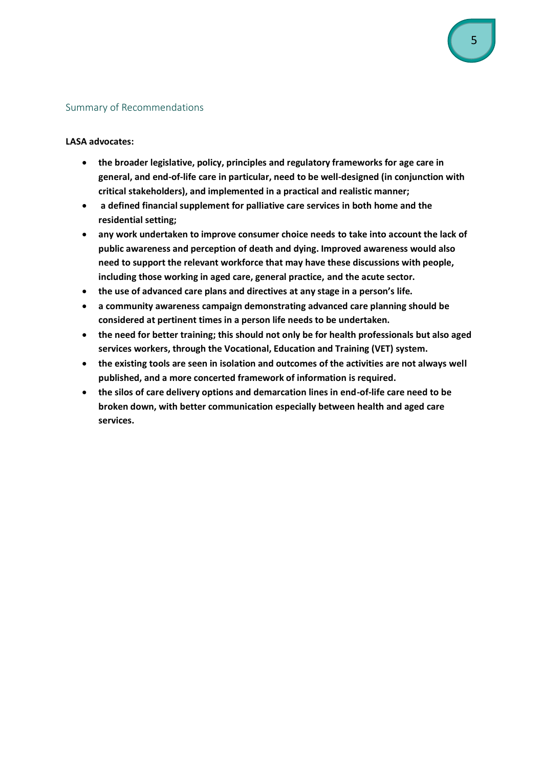## Summary of Recommendations

**LASA advocates:**

- **the broader legislative, policy, principles and regulatory frameworks for age care in general, and end-of-life care in particular, need to be well-designed (in conjunction with critical stakeholders), and implemented in a practical and realistic manner;**
- **a defined financial supplement for palliative care services in both home and the residential setting;**
- **any work undertaken to improve consumer choice needs to take into account the lack of public awareness and perception of death and dying. Improved awareness would also need to support the relevant workforce that may have these discussions with people, including those working in aged care, general practice, and the acute sector.**
- **the use of advanced care plans and directives at any stage in a person's life.**
- **a community awareness campaign demonstrating advanced care planning should be considered at pertinent times in a person life needs to be undertaken.**
- **the need for better training; this should not only be for health professionals but also aged services workers, through the Vocational, Education and Training (VET) system.**
- **the existing tools are seen in isolation and outcomes of the activities are not always well published, and a more concerted framework of information is required.**
- **the silos of care delivery options and demarcation lines in end-of-life care need to be broken down, with better communication especially between health and aged care services.**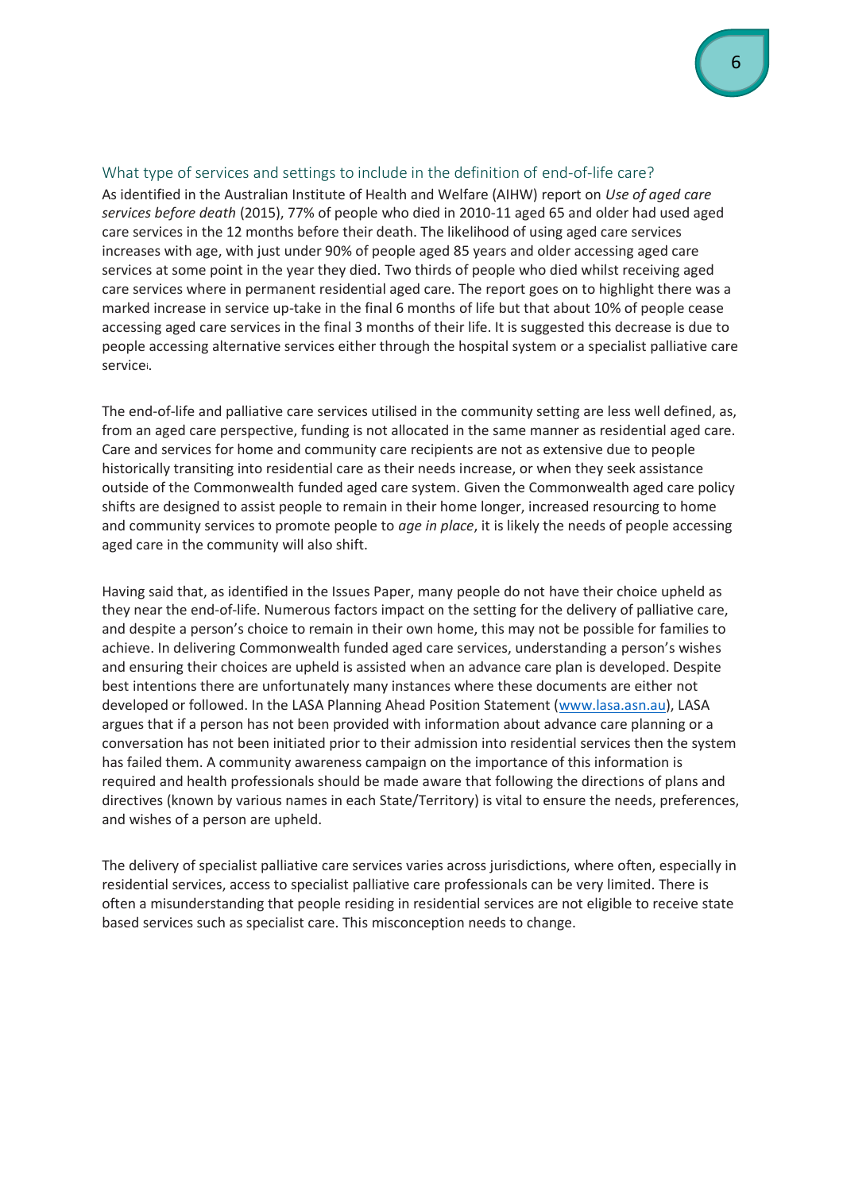## What type of services and settings to include in the definition of end-of-life care?

As identified in the Australian Institute of Health and Welfare (AIHW) report on *Use of aged care services before death* (2015), 77% of people who died in 2010-11 aged 65 and older had used aged care services in the 12 months before their death. The likelihood of using aged care services increases with age, with just under 90% of people aged 85 years and older accessing aged care services at some point in the year they died. Two thirds of people who died whilst receiving aged care services where in permanent residential aged care. The report goes on to highlight there was a marked increase in service up-take in the final 6 months of life but that about 10% of people cease accessing aged care services in the final 3 months of their life. It is suggested this decrease is due to people accessing alternative services either through the hospital system or a specialist palliative care service[i].

The end-of-life and palliative care services utilised in the community setting are less well defined, as, from an aged care perspective, funding is not allocated in the same manner as residential aged care. Care and services for home and community care recipients are not as extensive due to people historically transiting into residential care as their needs increase, or when they seek assistance outside of the Commonwealth funded aged care system. Given the Commonwealth aged care policy shifts are designed to assist people to remain in their home longer, increased resourcing to home and community services to promote people to *age in place*, it is likely the needs of people accessing aged care in the community will also shift.

Having said that, as identified in the Issues Paper, many people do not have their choice upheld as they near the end-of-life. Numerous factors impact on the setting for the delivery of palliative care, and despite a person's choice to remain in their own home, this may not be possible for families to achieve. In delivering Commonwealth funded aged care services, understanding a person's wishes and ensuring their choices are upheld is assisted when an advance care plan is developed. Despite best intentions there are unfortunately many instances where these documents are either not developed or followed. In the LASA Planning Ahead Position Statement (www.lasa.asn.au), LASA argues that if a person has not been provided with information about advance care planning or a conversation has not been initiated prior to their admission into residential services then the system has failed them. A community awareness campaign on the importance of this information is required and health professionals should be made aware that following the directions of plans and directives (known by various names in each State/Territory) is vital to ensure the needs, preferences, and wishes of a person are upheld.

The delivery of specialist palliative care services varies across jurisdictions, where often, especially in residential services, access to specialist palliative care professionals can be very limited. There is often a misunderstanding that people residing in residential services are not eligible to receive state based services such as specialist care. This misconception needs to change.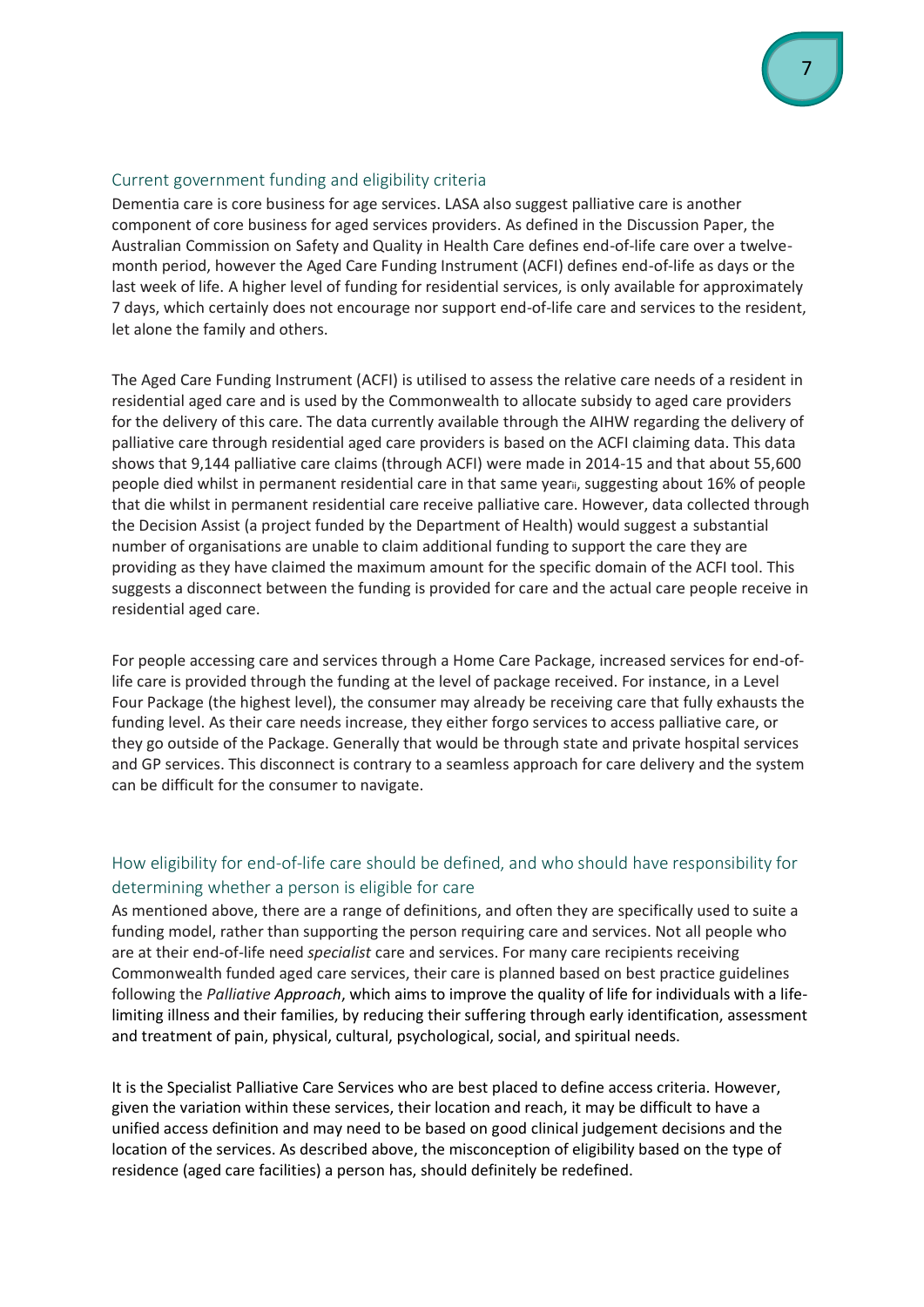## Current government funding and eligibility criteria

Dementia care is core business for age services. LASA also suggest palliative care is another component of core business for aged services providers. As defined in the Discussion Paper, the Australian Commission on Safety and Quality in Health Care defines end-of-life care over a twelve-month period, however the Aged Care Funding Instrument (ACFI) defines end-of-life as days or the last week of life. A higher level of funding for residential services, is only available for approximately 7 days, which certainly does not encourage nor support end-of-life care and services to the resident, let alone the family and others.

The Aged Care Funding Instrument (ACFI) is utilised to assess the relative care needs of a resident in residential aged care and is used by the Commonwealth to allocate subsidy to aged care providers for the delivery of this care. The data currently available through the AIHW regarding the delivery of palliative care through residential aged care providers is based on the ACFI claiming data. This data shows that 9,144 palliative care claims (through ACFI) were made in 2014-15 and that about 55,600 people died whilst in permanent residential care in that same year[ii], suggesting about 16% of people that die whilst in permanent residential care receive palliative care. However, data collected through the Decision Assist (a project funded by the Department of Health) would suggest a substantial number of organisations are unable to claim additional funding to support the care they are providing as they have claimed the maximum amount for the specific domain of the ACFI tool. This suggests a disconnect between the funding is provided for care and the actual care people receive in residential aged care.

For people accessing care and services through a Home Care Package, increased services for end-of-life care is provided through the funding at the level of package received. For instance, in a Level Four Package (the highest level), the consumer may already be receiving care that fully exhausts the funding level. As their care needs increase, they either forgo services to access palliative care, or they go outside of the Package. Generally that would be through state and private hospital services and GP services. This disconnect is contrary to a seamless approach for care delivery and the system can be difficult for the consumer to navigate.

## How eligibility for end-of-life care should be defined, and who should have responsibility for determining whether a person is eligible for care

As mentioned above, there are a range of definitions, and often they are specifically used to suite a funding model, rather than supporting the person requiring care and services. Not all people who are at their end-of-life need *specialist* care and services. For many care recipients receiving Commonwealth funded aged care services, their care is planned based on best practice guidelines following the *Palliative Approach*, which aims to improve the quality of life for individuals with a life-limiting illness and their families, by reducing their suffering through early identification, assessment and treatment of pain, physical, cultural, psychological, social, and spiritual needs.

It is the Specialist Palliative Care Services who are best placed to define access criteria. However, given the variation within these services, their location and reach, it may be difficult to have a unified access definition and may need to be based on good clinical judgement decisions and the location of the services. As described above, the misconception of eligibility based on the type of residence (aged care facilities) a person has, should definitely be redefined.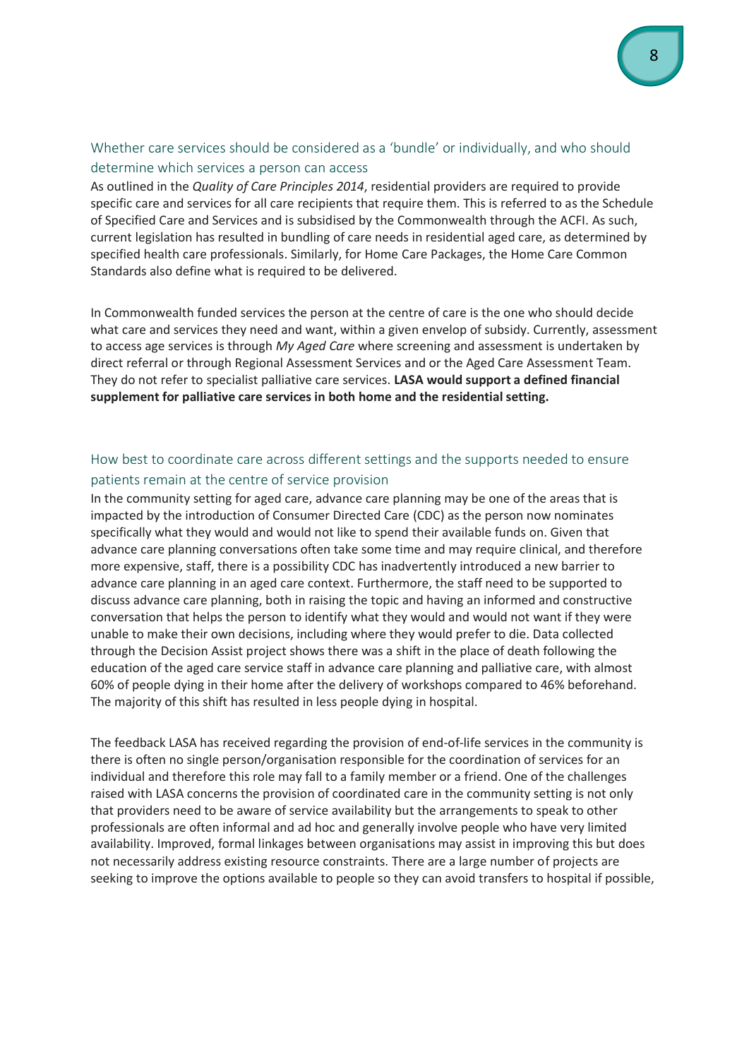## Whether care services should be considered as a 'bundle' or individually, and who should determine which services a person can access

As outlined in the *Quality of Care Principles 2014*, residential providers are required to provide specific care and services for all care recipients that require them. This is referred to as the Schedule of Specified Care and Services and is subsidised by the Commonwealth through the ACFI. As such, current legislation has resulted in bundling of care needs in residential aged care, as determined by specified health care professionals. Similarly, for Home Care Packages, the Home Care Common Standards also define what is required to be delivered.

In Commonwealth funded services the person at the centre of care is the one who should decide what care and services they need and want, within a given envelop of subsidy. Currently, assessment to access age services is through *My Aged Care* where screening and assessment is undertaken by direct referral or through Regional Assessment Services and or the Aged Care Assessment Team. They do not refer to specialist palliative care services. **LASA would support a defined financial supplement for palliative care services in both home and the residential setting.**

## How best to coordinate care across different settings and the supports needed to ensure patients remain at the centre of service provision

In the community setting for aged care, advance care planning may be one of the areas that is impacted by the introduction of Consumer Directed Care (CDC) as the person now nominates specifically what they would and would not like to spend their available funds on. Given that advance care planning conversations often take some time and may require clinical, and therefore more expensive, staff, there is a possibility CDC has inadvertently introduced a new barrier to advance care planning in an aged care context. Furthermore, the staff need to be supported to discuss advance care planning, both in raising the topic and having an informed and constructive conversation that helps the person to identify what they would and would not want if they were unable to make their own decisions, including where they would prefer to die. Data collected through the Decision Assist project shows there was a shift in the place of death following the education of the aged care service staff in advance care planning and palliative care, with almost 60% of people dying in their home after the delivery of workshops compared to 46% beforehand. The majority of this shift has resulted in less people dying in hospital.

The feedback LASA has received regarding the provision of end-of-life services in the community is there is often no single person/organisation responsible for the coordination of services for an individual and therefore this role may fall to a family member or a friend. One of the challenges raised with LASA concerns the provision of coordinated care in the community setting is not only that providers need to be aware of service availability but the arrangements to speak to other professionals are often informal and ad hoc and generally involve people who have very limited availability. Improved, formal linkages between organisations may assist in improving this but does not necessarily address existing resource constraints. There are a large number of projects are seeking to improve the options available to people so they can avoid transfers to hospital if possible,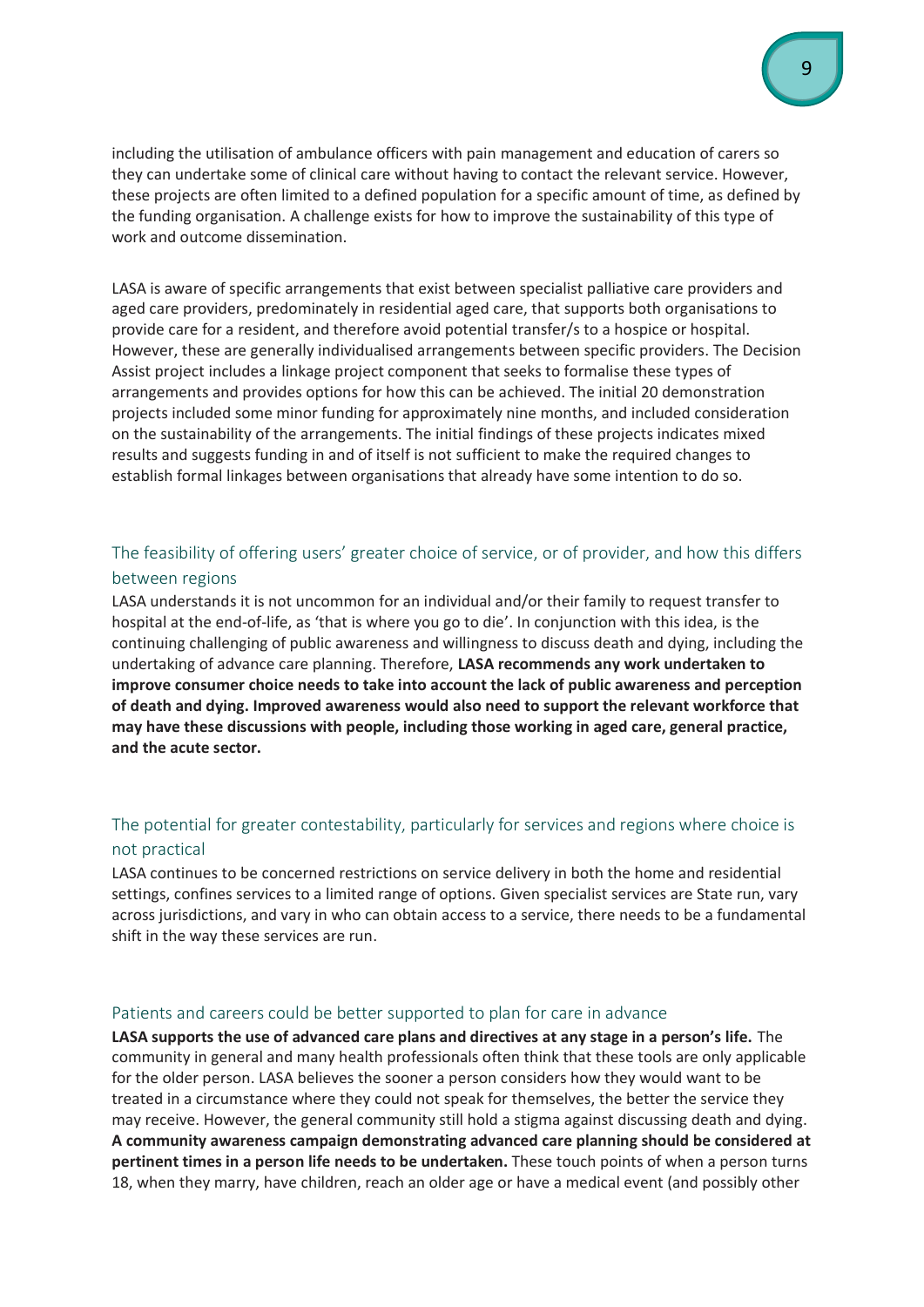including the utilisation of ambulance officers with pain management and education of carers so they can undertake some of clinical care without having to contact the relevant service. However, these projects are often limited to a defined population for a specific amount of time, as defined by the funding organisation. A challenge exists for how to improve the sustainability of this type of work and outcome dissemination.

LASA is aware of specific arrangements that exist between specialist palliative care providers and aged care providers, predominately in residential aged care, that supports both organisations to provide care for a resident, and therefore avoid potential transfer/s to a hospice or hospital. However, these are generally individualised arrangements between specific providers. The Decision Assist project includes a linkage project component that seeks to formalise these types of arrangements and provides options for how this can be achieved. The initial 20 demonstration projects included some minor funding for approximately nine months, and included consideration on the sustainability of the arrangements. The initial findings of these projects indicates mixed results and suggests funding in and of itself is not sufficient to make the required changes to establish formal linkages between organisations that already have some intention to do so.

## The feasibility of offering users' greater choice of service, or of provider, and how this differs between regions

LASA understands it is not uncommon for an individual and/or their family to request transfer to hospital at the end-of-life, as 'that is where you go to die'. In conjunction with this idea, is the continuing challenging of public awareness and willingness to discuss death and dying, including the undertaking of advance care planning. Therefore, **LASA recommends any work undertaken to improve consumer choice needs to take into account the lack of public awareness and perception of death and dying. Improved awareness would also need to support the relevant workforce that may have these discussions with people, including those working in aged care, general practice, and the acute sector.**

## The potential for greater contestability, particularly for services and regions where choice is not practical

LASA continues to be concerned restrictions on service delivery in both the home and residential settings, confines services to a limited range of options. Given specialist services are State run, vary across jurisdictions, and vary in who can obtain access to a service, there needs to be a fundamental shift in the way these services are run.

## Patients and careers could be better supported to plan for care in advance

**LASA supports the use of advanced care plans and directives at any stage in a person's life.** The community in general and many health professionals often think that these tools are only applicable for the older person. LASA believes the sooner a person considers how they would want to be treated in a circumstance where they could not speak for themselves, the better the service they may receive. However, the general community still hold a stigma against discussing death and dying. **A community awareness campaign demonstrating advanced care planning should be considered at pertinent times in a person life needs to be undertaken.** These touch points of when a person turns 18, when they marry, have children, reach an older age or have a medical event (and possibly other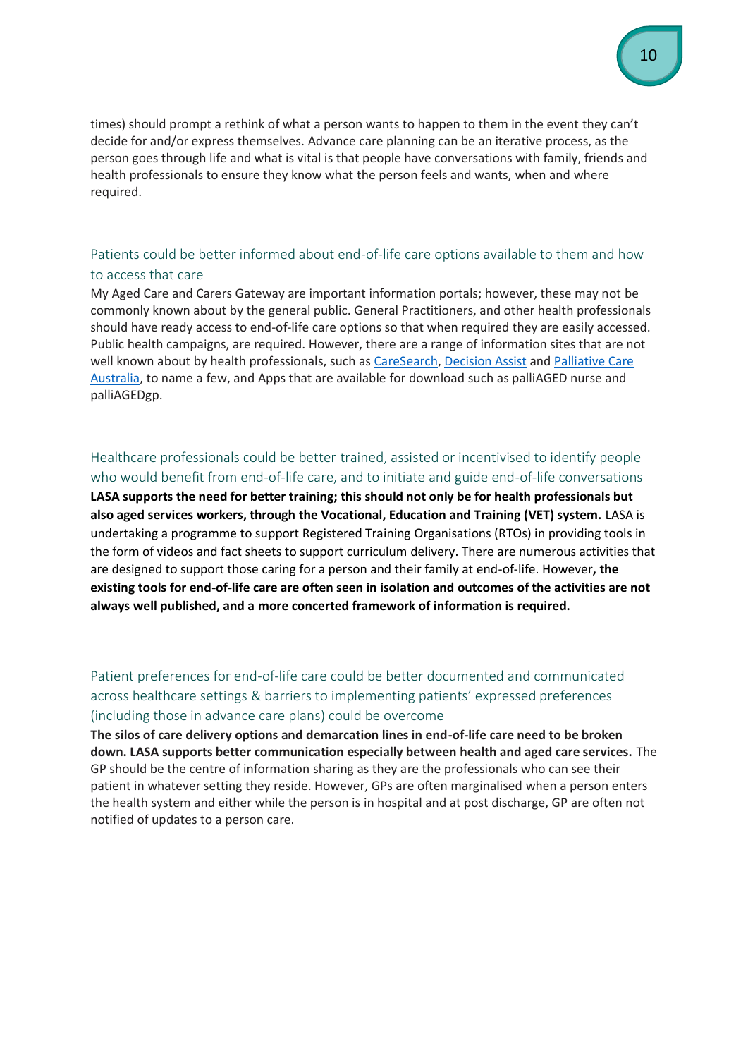times) should prompt a rethink of what a person wants to happen to them in the event they can't decide for and/or express themselves. Advance care planning can be an iterative process, as the person goes through life and what is vital is that people have conversations with family, friends and health professionals to ensure they know what the person feels and wants, when and where required.

## Patients could be better informed about end-of-life care options available to them and how to access that care

My Aged Care and Carers Gateway are important information portals; however, these may not be commonly known about by the general public. General Practitioners, and other health professionals should have ready access to end-of-life care options so that when required they are easily accessed. Public health campaigns, are required. However, there are a range of information sites that are not well known about by health professionals, such as CareSearch, Decision Assist and Palliative Care Australia, to name a few, and Apps that are available for download such as palliAGED nurse and palliAGEDgp.

## Healthcare professionals could be better trained, assisted or incentivised to identify people who would benefit from end-of-life care, and to initiate and guide end-of-life conversations

**LASA supports the need for better training; this should not only be for health professionals but also aged services workers, through the Vocational, Education and Training (VET) system.** LASA is undertaking a programme to support Registered Training Organisations (RTOs) in providing tools in the form of videos and fact sheets to support curriculum delivery. There are numerous activities that are designed to support those caring for a person and their family at end-of-life. However**, the existing tools for end-of-life care are often seen in isolation and outcomes of the activities are not always well published, and a more concerted framework of information is required.**

## Patient preferences for end-of-life care could be better documented and communicated across healthcare settings & barriers to implementing patients' expressed preferences (including those in advance care plans) could be overcome

**The silos of care delivery options and demarcation lines in end-of-life care need to be broken down. LASA supports better communication especially between health and aged care services.** The GP should be the centre of information sharing as they are the professionals who can see their patient in whatever setting they reside. However, GPs are often marginalised when a person enters the health system and either while the person is in hospital and at post discharge, GP are often not notified of updates to a person care.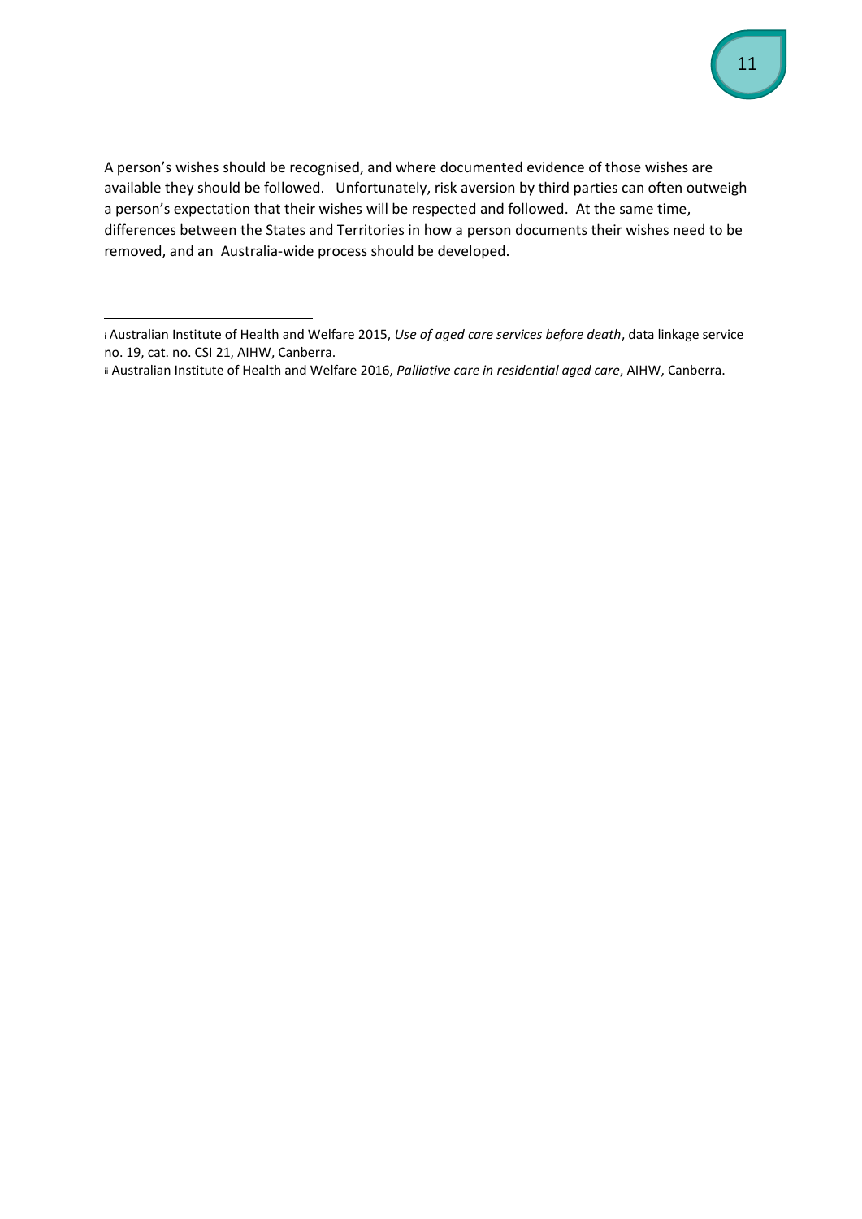A person's wishes should be recognised, and where documented evidence of those wishes are available they should be followed. Unfortunately, risk aversion by third parties can often outweigh a person's expectation that their wishes will be respected and followed. At the same time, differences between the States and Territories in how a person documents their wishes need to be removed, and an Australia-wide process should be developed.

---

[i] Australian Institute of Health and Welfare 2015, *Use of aged care services before death*, data linkage service no. 19, cat. no. CSI 21, AIHW, Canberra.

[ii] Australian Institute of Health and Welfare 2016, *Palliative care in residential aged care*, AIHW, Canberra.